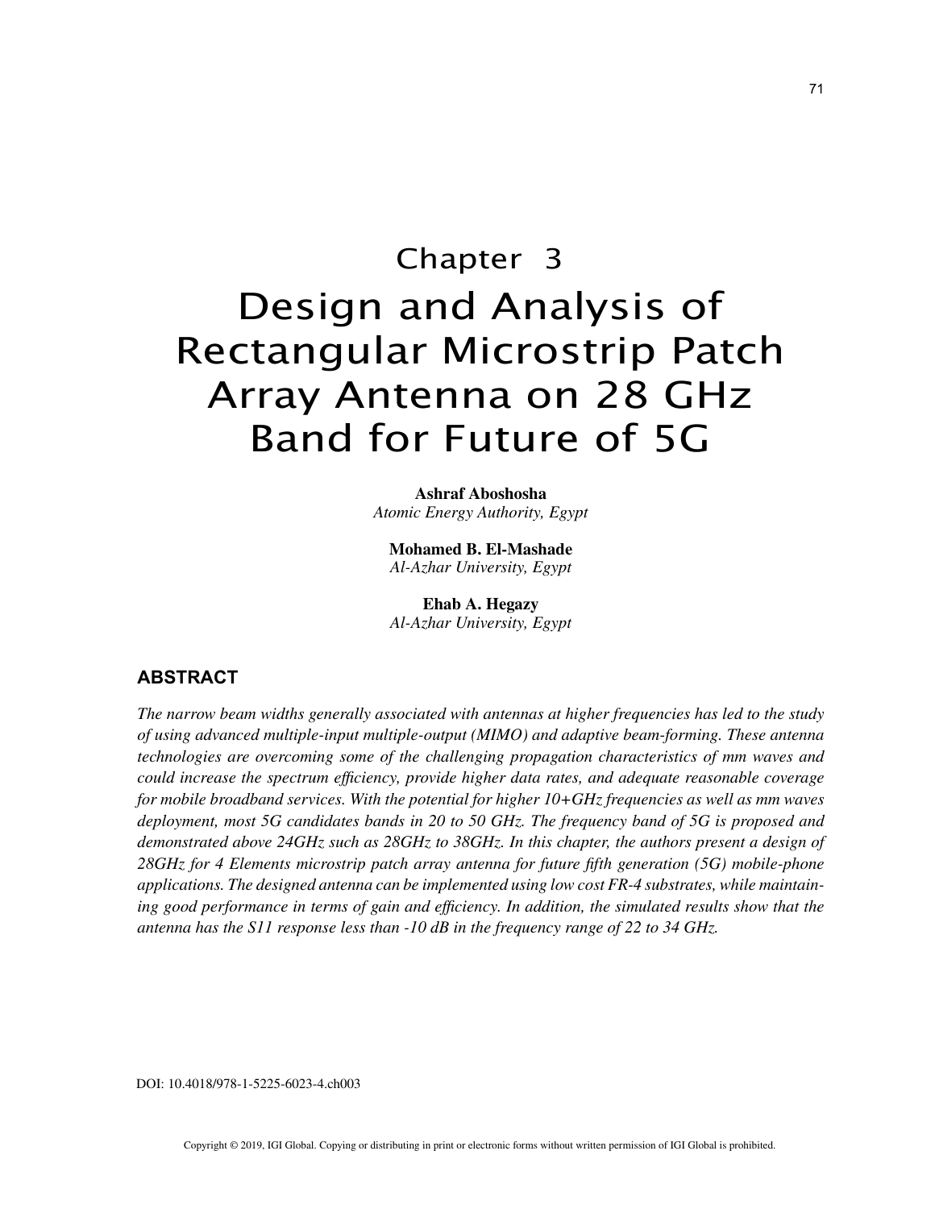# Chapter 3

# Design and Analysis of Rectangular Microstrip Patch Array Antenna on 28 GHz Band for Future of 5G

**Ashraf Aboshosha**
*Atomic Energy Authority, Egypt*

**Mohamed B. El-Mashade**
*Al-Azhar University, Egypt*

**Ehab A. Hegazy**
*Al-Azhar University, Egypt*

## ABSTRACT

*The narrow beam widths generally associated with antennas at higher frequencies has led to the study of using advanced multiple-input multiple-output (MIMO) and adaptive beam-forming. These antenna technologies are overcoming some of the challenging propagation characteristics of mm waves and could increase the spectrum efficiency, provide higher data rates, and adequate reasonable coverage for mobile broadband services. With the potential for higher 10+GHz frequencies as well as mm waves deployment, most 5G candidates bands in 20 to 50 GHz. The frequency band of 5G is proposed and demonstrated above 24GHz such as 28GHz to 38GHz. In this chapter, the authors present a design of 28GHz for 4 Elements microstrip patch array antenna for future fifth generation (5G) mobile-phone applications. The designed antenna can be implemented using low cost FR-4 substrates, while maintaining good performance in terms of gain and efficiency. In addition, the simulated results show that the antenna has the S11 response less than -10 dB in the frequency range of 22 to 34 GHz.*

DOI: 10.4018/978-1-5225-6023-4.ch003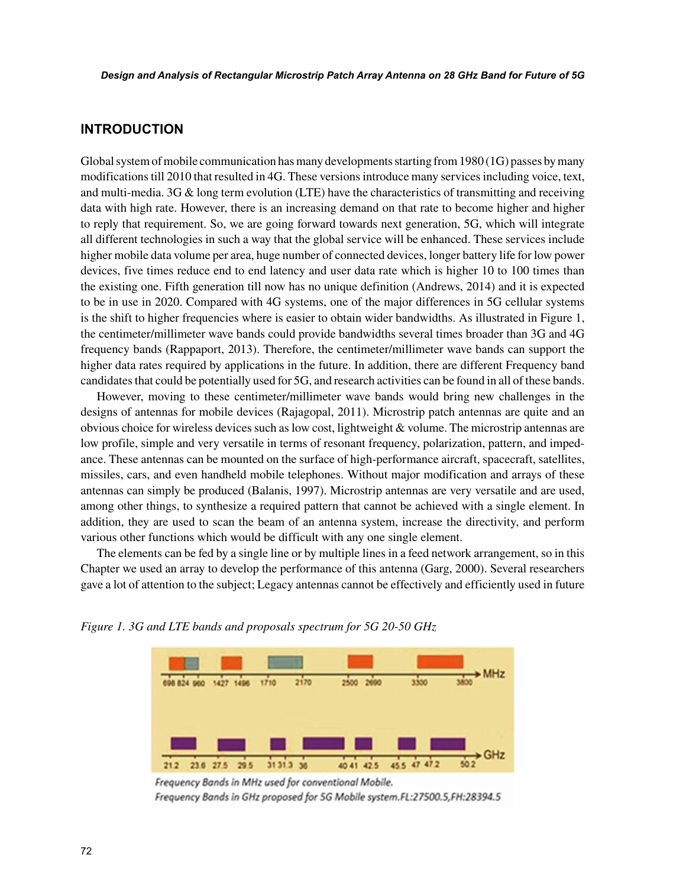## INTRODUCTION

Global system of mobile communication has many developments starting from 1980 (1G) passes by many modifications till 2010 that resulted in 4G. These versions introduce many services including voice, text, and multi-media. 3G & long term evolution (LTE) have the characteristics of transmitting and receiving data with high rate. However, there is an increasing demand on that rate to become higher and higher to reply that requirement. So, we are going forward towards next generation, 5G, which will integrate all different technologies in such a way that the global service will be enhanced. These services include higher mobile data volume per area, huge number of connected devices, longer battery life for low power devices, five times reduce end to end latency and user data rate which is higher 10 to 100 times than the existing one. Fifth generation till now has no unique definition (Andrews, 2014) and it is expected to be in use in 2020. Compared with 4G systems, one of the major differences in 5G cellular systems is the shift to higher frequencies where is easier to obtain wider bandwidths. As illustrated in Figure 1, the centimeter/millimeter wave bands could provide bandwidths several times broader than 3G and 4G frequency bands (Rappaport, 2013). Therefore, the centimeter/millimeter wave bands can support the higher data rates required by applications in the future. In addition, there are different Frequency band candidates that could be potentially used for 5G, and research activities can be found in all of these bands.

However, moving to these centimeter/millimeter wave bands would bring new challenges in the designs of antennas for mobile devices (Rajagopal, 2011). Microstrip patch antennas are quite and an obvious choice for wireless devices such as low cost, lightweight & volume. The microstrip antennas are low profile, simple and very versatile in terms of resonant frequency, polarization, pattern, and impedance. These antennas can be mounted on the surface of high-performance aircraft, spacecraft, satellites, missiles, cars, and even handheld mobile telephones. Without major modification and arrays of these antennas can simply be produced (Balanis, 1997). Microstrip antennas are very versatile and are used, among other things, to synthesize a required pattern that cannot be achieved with a single element. In addition, they are used to scan the beam of an antenna system, increase the directivity, and perform various other functions which would be difficult with any one single element.

The elements can be fed by a single line or by multiple lines in a feed network arrangement, so in this Chapter we used an array to develop the performance of this antenna (Garg, 2000). Several researchers gave a lot of attention to the subject; Legacy antennas cannot be effectively and efficiently used in future

*Figure 1. 3G and LTE bands and proposals spectrum for 5G 20-50 GHz*

MHz: 698 824 960 1427 1496 1710 2170 2500 2690 3300 3800

GHz: 21.2 23.6 27.5 29.5 31 31.3 36 40 41 42.5 45.5 47 47.2 50.2

*Frequency Bands in MHz used for conventional Mobile.*
*Frequency Bands in GHz proposed for 5G Mobile system.FL:27500.5,FH:28394.5*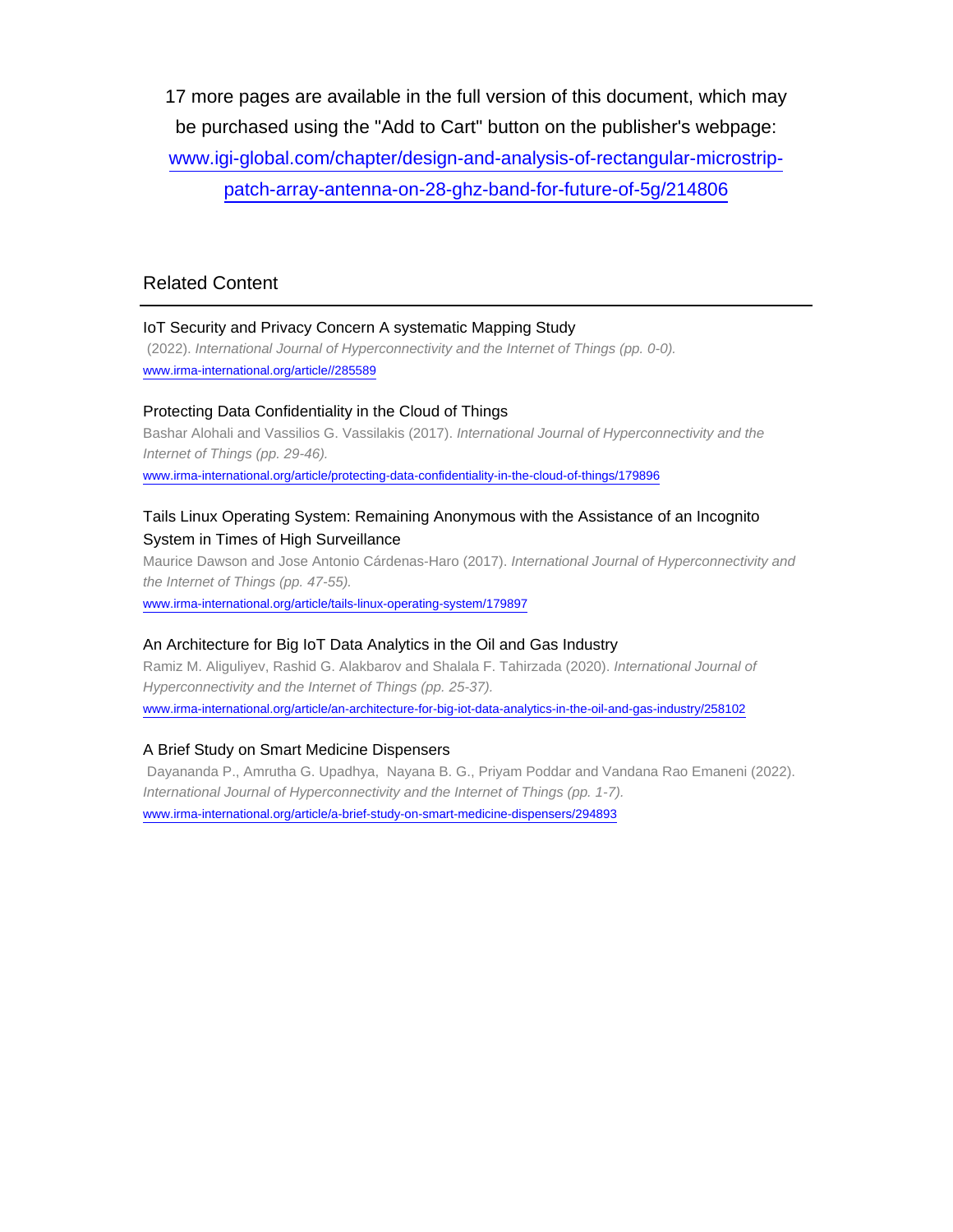17 more pages are available in the full version of this document, which may be purchased using the "Add to Cart" button on the publisher's webpage: www.igi-global.com/chapter/design-and-analysis-of-rectangular-microstrip-patch-array-antenna-on-28-ghz-band-for-future-of-5g/214806

## Related Content

**IoT Security and Privacy Concern A systematic Mapping Study**
(2022). *International Journal of Hyperconnectivity and the Internet of Things (pp. 0-0).*
www.irma-international.org/article//285589

**Protecting Data Confidentiality in the Cloud of Things**
Bashar Alohali and Vassilios G. Vassilakis (2017). *International Journal of Hyperconnectivity and the Internet of Things (pp. 29-46).*
www.irma-international.org/article/protecting-data-confidentiality-in-the-cloud-of-things/179896

**Tails Linux Operating System: Remaining Anonymous with the Assistance of an Incognito System in Times of High Surveillance**
Maurice Dawson and Jose Antonio Cárdenas-Haro (2017). *International Journal of Hyperconnectivity and the Internet of Things (pp. 47-55).*
www.irma-international.org/article/tails-linux-operating-system/179897

**An Architecture for Big IoT Data Analytics in the Oil and Gas Industry**
Ramiz M. Aliguliyev, Rashid G. Alakbarov and Shalala F. Tahirzada (2020). *International Journal of Hyperconnectivity and the Internet of Things (pp. 25-37).*
www.irma-international.org/article/an-architecture-for-big-iot-data-analytics-in-the-oil-and-gas-industry/258102

**A Brief Study on Smart Medicine Dispensers**
Dayananda P., Amrutha G. Upadhya, Nayana B. G., Priyam Poddar and Vandana Rao Emaneni (2022). *International Journal of Hyperconnectivity and the Internet of Things (pp. 1-7).*
www.irma-international.org/article/a-brief-study-on-smart-medicine-dispensers/294893